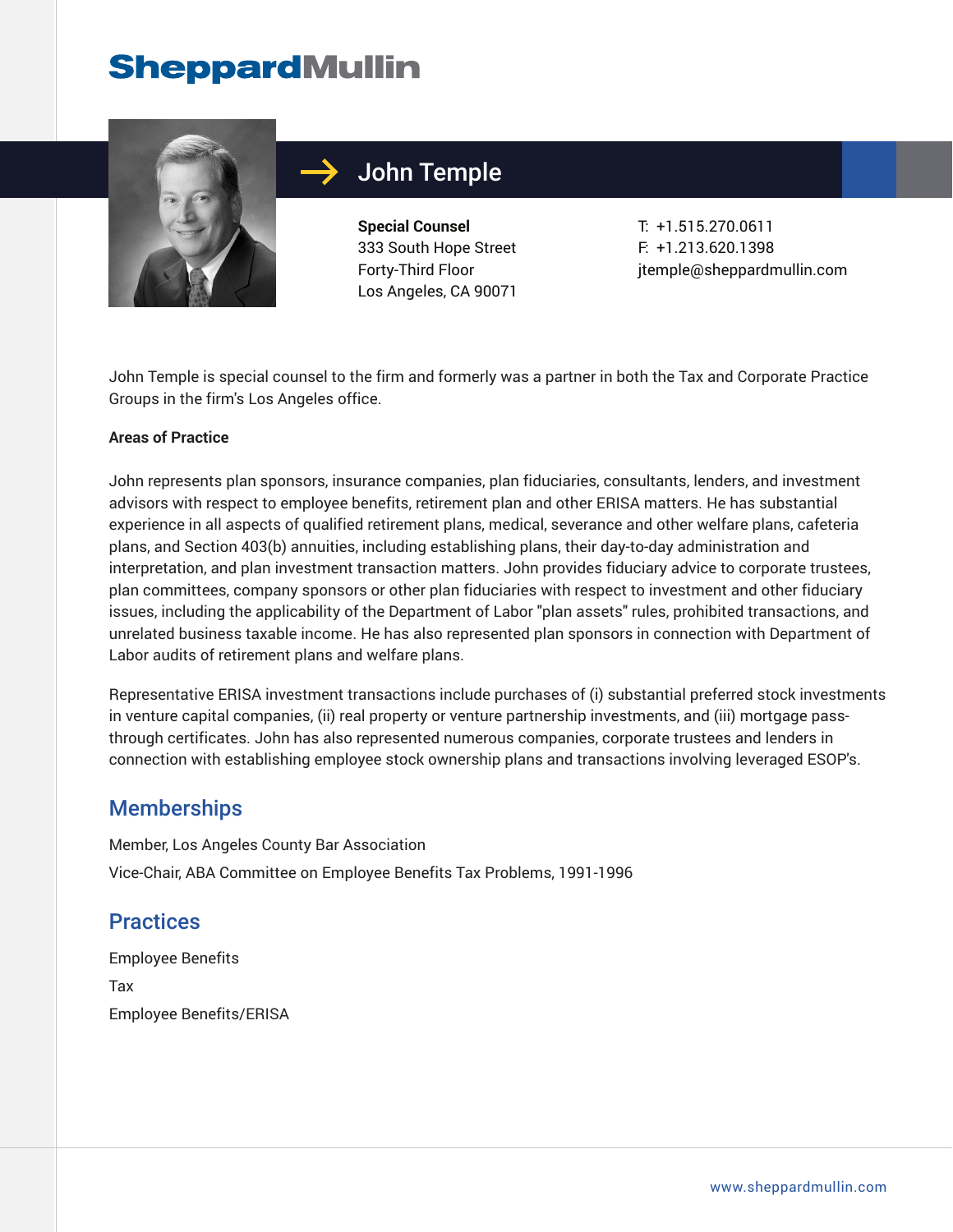# John Temple

**Special Counsel**
333 South Hope Street
Forty-Third Floor
Los Angeles, CA 90071

T: +1.515.270.0611
F: +1.213.620.1398
jtemple@sheppardmullin.com

John Temple is special counsel to the firm and formerly was a partner in both the Tax and Corporate Practice Groups in the firm's Los Angeles office.

**Areas of Practice**

John represents plan sponsors, insurance companies, plan fiduciaries, consultants, lenders, and investment advisors with respect to employee benefits, retirement plan and other ERISA matters. He has substantial experience in all aspects of qualified retirement plans, medical, severance and other welfare plans, cafeteria plans, and Section 403(b) annuities, including establishing plans, their day-to-day administration and interpretation, and plan investment transaction matters. John provides fiduciary advice to corporate trustees, plan committees, company sponsors or other plan fiduciaries with respect to investment and other fiduciary issues, including the applicability of the Department of Labor "plan assets" rules, prohibited transactions, and unrelated business taxable income. He has also represented plan sponsors in connection with Department of Labor audits of retirement plans and welfare plans.

Representative ERISA investment transactions include purchases of (i) substantial preferred stock investments in venture capital companies, (ii) real property or venture partnership investments, and (iii) mortgage pass-through certificates. John has also represented numerous companies, corporate trustees and lenders in connection with establishing employee stock ownership plans and transactions involving leveraged ESOP's.

## Memberships

Member, Los Angeles County Bar Association

Vice-Chair, ABA Committee on Employee Benefits Tax Problems, 1991-1996

## Practices

Employee Benefits

Tax

Employee Benefits/ERISA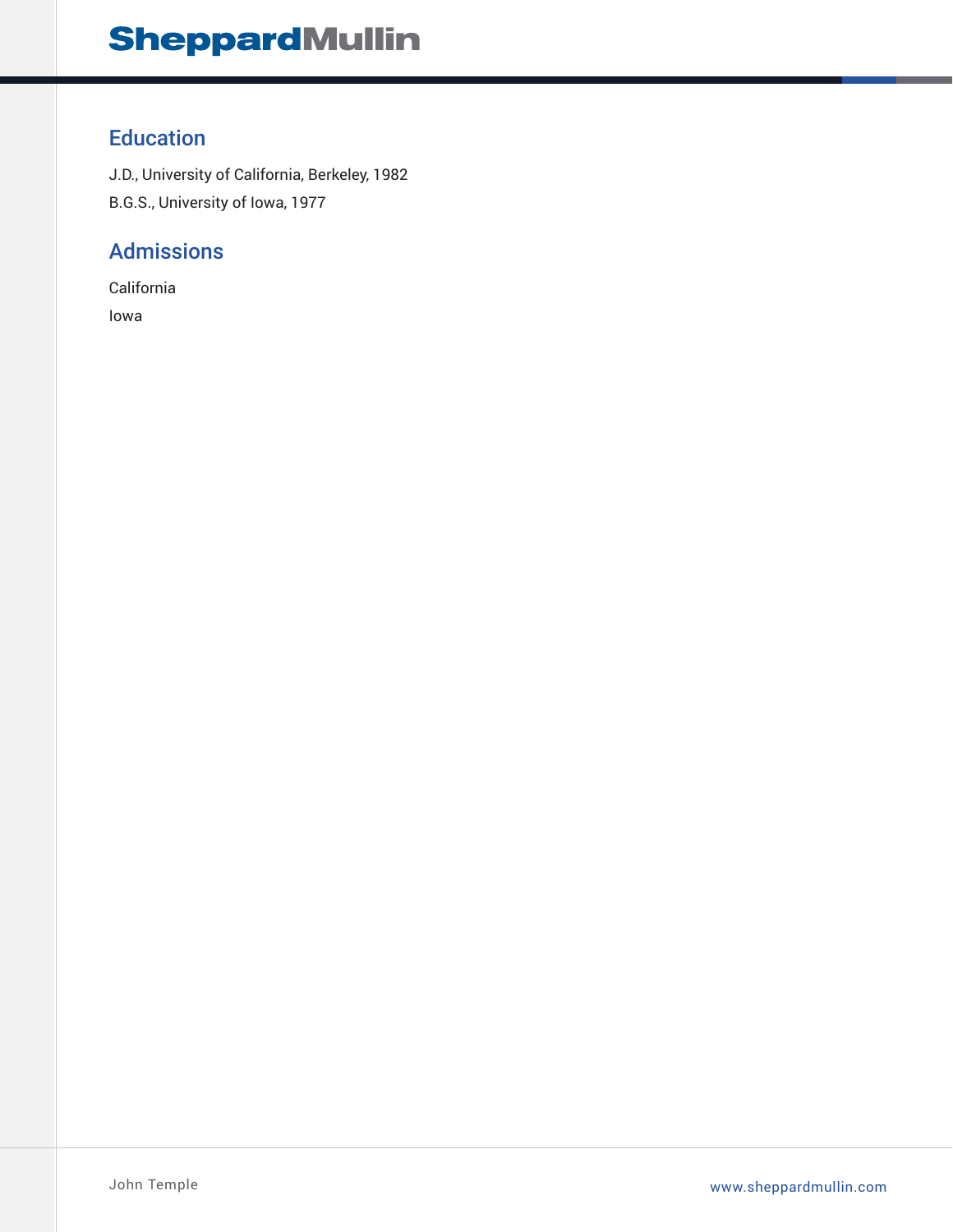## Education

J.D., University of California, Berkeley, 1982

B.G.S., University of Iowa, 1977

## Admissions

California

Iowa